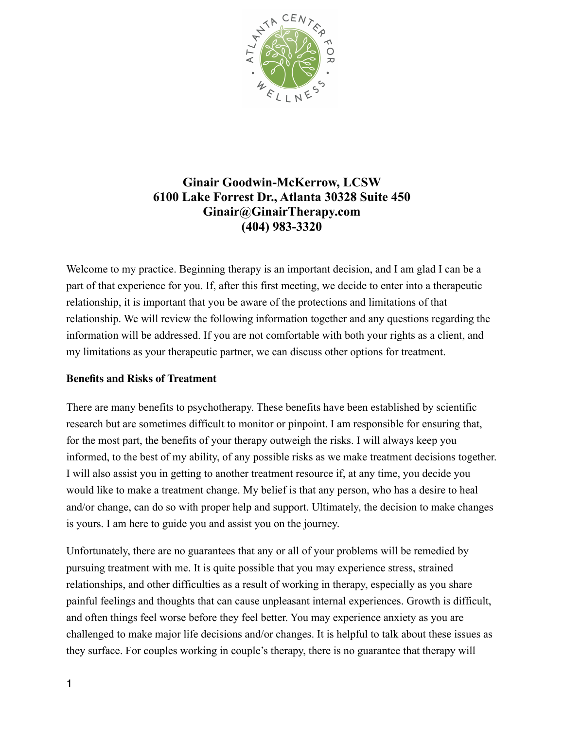**Ginair Goodwin-McKerrow, LCSW**
**6100 Lake Forrest Dr., Atlanta 30328 Suite 450**
**Ginair@GinairTherapy.com**
**(404) 983-3320**

Welcome to my practice. Beginning therapy is an important decision, and I am glad I can be a part of that experience for you. If, after this first meeting, we decide to enter into a therapeutic relationship, it is important that you be aware of the protections and limitations of that relationship. We will review the following information together and any questions regarding the information will be addressed. If you are not comfortable with both your rights as a client, and my limitations as your therapeutic partner, we can discuss other options for treatment.

**Benefits and Risks of Treatment**

There are many benefits to psychotherapy. These benefits have been established by scientific research but are sometimes difficult to monitor or pinpoint. I am responsible for ensuring that, for the most part, the benefits of your therapy outweigh the risks. I will always keep you informed, to the best of my ability, of any possible risks as we make treatment decisions together. I will also assist you in getting to another treatment resource if, at any time, you decide you would like to make a treatment change. My belief is that any person, who has a desire to heal and/or change, can do so with proper help and support. Ultimately, the decision to make changes is yours. I am here to guide you and assist you on the journey.

Unfortunately, there are no guarantees that any or all of your problems will be remedied by pursuing treatment with me. It is quite possible that you may experience stress, strained relationships, and other difficulties as a result of working in therapy, especially as you share painful feelings and thoughts that can cause unpleasant internal experiences. Growth is difficult, and often things feel worse before they feel better. You may experience anxiety as you are challenged to make major life decisions and/or changes. It is helpful to talk about these issues as they surface. For couples working in couple's therapy, there is no guarantee that therapy will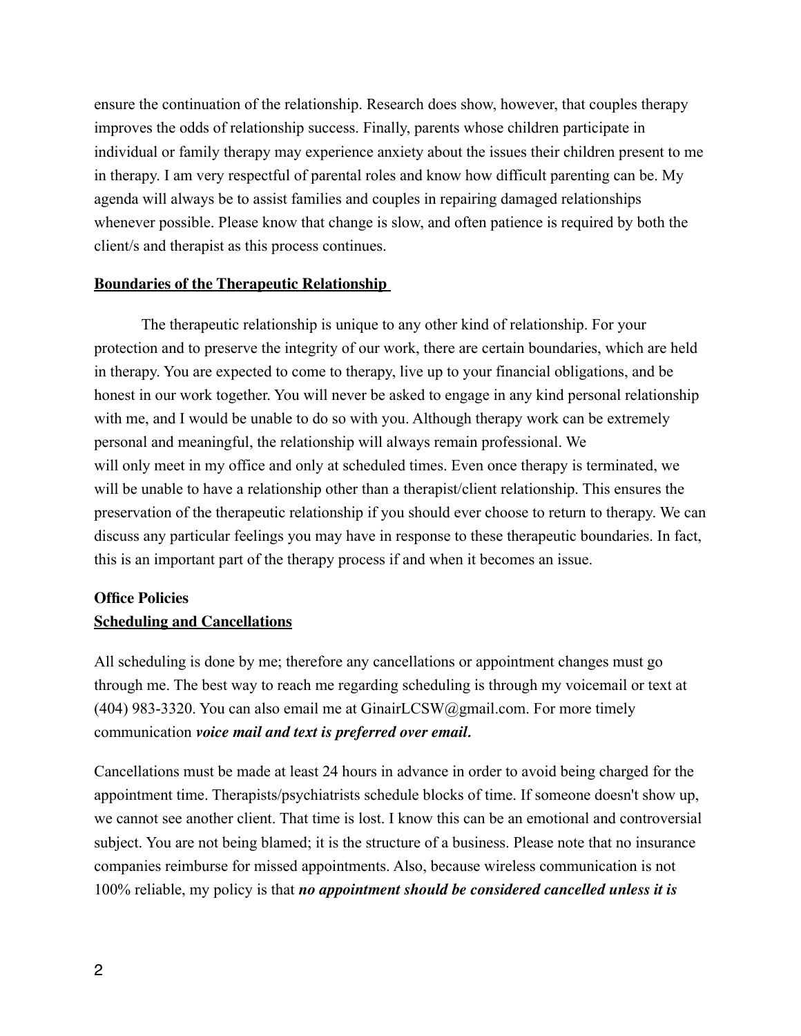ensure the continuation of the relationship. Research does show, however, that couples therapy improves the odds of relationship success. Finally, parents whose children participate in individual or family therapy may experience anxiety about the issues their children present to me in therapy. I am very respectful of parental roles and know how difficult parenting can be. My agenda will always be to assist families and couples in repairing damaged relationships whenever possible. Please know that change is slow, and often patience is required by both the client/s and therapist as this process continues.

## Boundaries of the Therapeutic Relationship

The therapeutic relationship is unique to any other kind of relationship. For your protection and to preserve the integrity of our work, there are certain boundaries, which are held in therapy. You are expected to come to therapy, live up to your financial obligations, and be honest in our work together. You will never be asked to engage in any kind personal relationship with me, and I would be unable to do so with you. Although therapy work can be extremely personal and meaningful, the relationship will always remain professional. We will only meet in my office and only at scheduled times. Even once therapy is terminated, we will be unable to have a relationship other than a therapist/client relationship. This ensures the preservation of the therapeutic relationship if you should ever choose to return to therapy. We can discuss any particular feelings you may have in response to these therapeutic boundaries. In fact, this is an important part of the therapy process if and when it becomes an issue.

## Office Policies

### Scheduling and Cancellations

All scheduling is done by me; therefore any cancellations or appointment changes must go through me. The best way to reach me regarding scheduling is through my voicemail or text at (404) 983-3320. You can also email me at GinairLCSW@gmail.com. For more timely communication ***voice mail and text is preferred over email.***

Cancellations must be made at least 24 hours in advance in order to avoid being charged for the appointment time. Therapists/psychiatrists schedule blocks of time. If someone doesn't show up, we cannot see another client. That time is lost. I know this can be an emotional and controversial subject. You are not being blamed; it is the structure of a business. Please note that no insurance companies reimburse for missed appointments. Also, because wireless communication is not 100% reliable, my policy is that ***no appointment should be considered cancelled unless it is***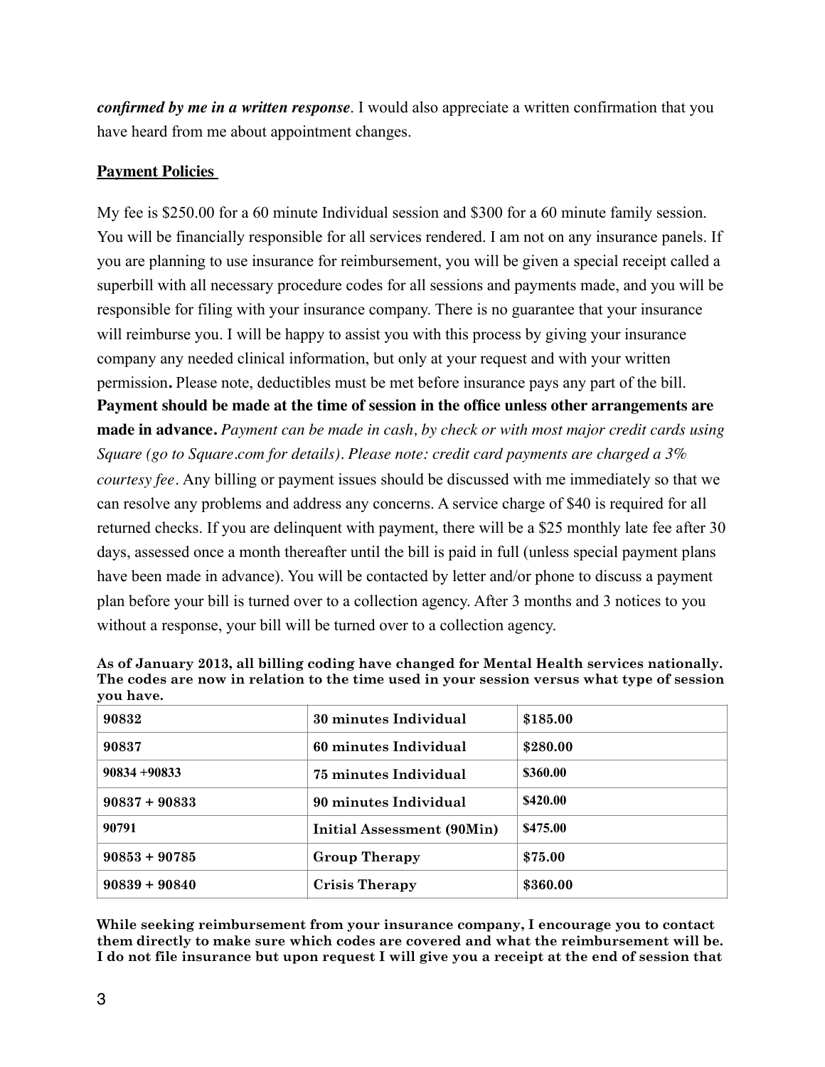***confirmed by me in a written response***. I would also appreciate a written confirmation that you have heard from me about appointment changes.

## **Payment Policies**

My fee is $250.00 for a 60 minute Individual session and $300 for a 60 minute family session. You will be financially responsible for all services rendered. I am not on any insurance panels. If you are planning to use insurance for reimbursement, you will be given a special receipt called a superbill with all necessary procedure codes for all sessions and payments made, and you will be responsible for filing with your insurance company. There is no guarantee that your insurance will reimburse you. I will be happy to assist you with this process by giving your insurance company any needed clinical information, but only at your request and with your written permission**.** Please note, deductibles must be met before insurance pays any part of the bill. **Payment should be made at the time of session in the office unless other arrangements are made in advance.** *Payment can be made in cash, by check or with most major credit cards using Square (go to Square.com for details). Please note: credit card payments are charged a 3% courtesy fee*. Any billing or payment issues should be discussed with me immediately so that we can resolve any problems and address any concerns. A service charge of $40 is required for all returned checks. If you are delinquent with payment, there will be a $25 monthly late fee after 30 days, assessed once a month thereafter until the bill is paid in full (unless special payment plans have been made in advance). You will be contacted by letter and/or phone to discuss a payment plan before your bill is turned over to a collection agency. After 3 months and 3 notices to you without a response, your bill will be turned over to a collection agency.

**As of January 2013, all billing coding have changed for Mental Health services nationally. The codes are now in relation to the time used in your session versus what type of session you have.**

| 90832 | 30 minutes Individual | $185.00 |
|---|---|---|
| 90837 | 60 minutes Individual | $280.00 |
| 90834 +90833 | 75 minutes Individual | $360.00 |
| 90837 + 90833 | 90 minutes Individual | $420.00 |
| 90791 | Initial Assessment (90Min) | $475.00 |
| 90853 + 90785 | Group Therapy | $75.00 |
| 90839 + 90840 | Crisis Therapy | $360.00 |

**While seeking reimbursement from your insurance company, I encourage you to contact them directly to make sure which codes are covered and what the reimbursement will be. I do not file insurance but upon request I will give you a receipt at the end of session that**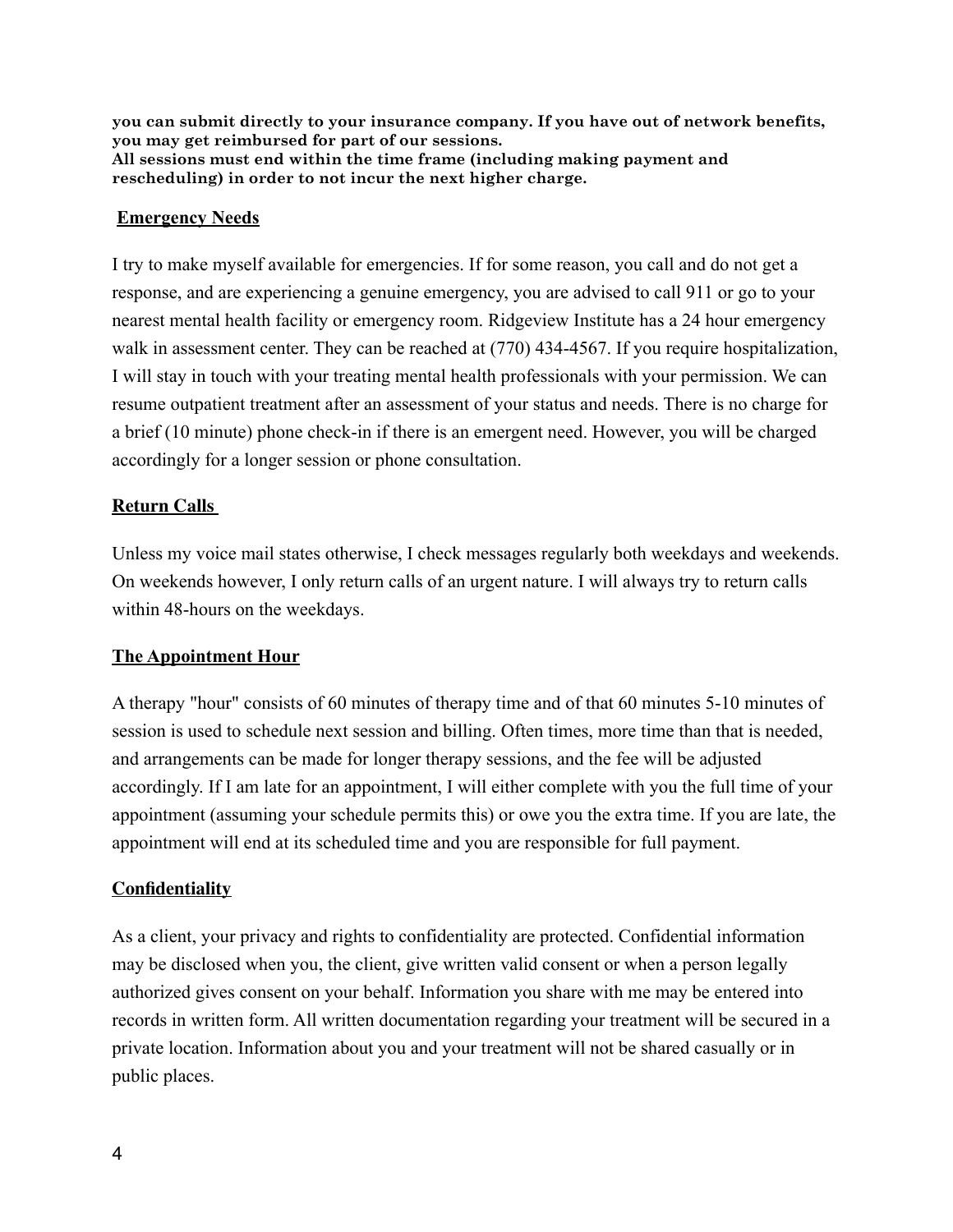**you can submit directly to your insurance company. If you have out of network benefits, you may get reimbursed for part of our sessions.**
**All sessions must end within the time frame (including making payment and rescheduling) in order to not incur the next higher charge.**

## Emergency Needs

I try to make myself available for emergencies. If for some reason, you call and do not get a response, and are experiencing a genuine emergency, you are advised to call 911 or go to your nearest mental health facility or emergency room. Ridgeview Institute has a 24 hour emergency walk in assessment center. They can be reached at (770) 434-4567. If you require hospitalization, I will stay in touch with your treating mental health professionals with your permission. We can resume outpatient treatment after an assessment of your status and needs. There is no charge for a brief (10 minute) phone check-in if there is an emergent need. However, you will be charged accordingly for a longer session or phone consultation.

## Return Calls

Unless my voice mail states otherwise, I check messages regularly both weekdays and weekends. On weekends however, I only return calls of an urgent nature. I will always try to return calls within 48-hours on the weekdays.

## The Appointment Hour

A therapy "hour" consists of 60 minutes of therapy time and of that 60 minutes 5-10 minutes of session is used to schedule next session and billing. Often times, more time than that is needed, and arrangements can be made for longer therapy sessions, and the fee will be adjusted accordingly. If I am late for an appointment, I will either complete with you the full time of your appointment (assuming your schedule permits this) or owe you the extra time. If you are late, the appointment will end at its scheduled time and you are responsible for full payment.

## Confidentiality

As a client, your privacy and rights to confidentiality are protected. Confidential information may be disclosed when you, the client, give written valid consent or when a person legally authorized gives consent on your behalf. Information you share with me may be entered into records in written form. All written documentation regarding your treatment will be secured in a private location. Information about you and your treatment will not be shared casually or in public places.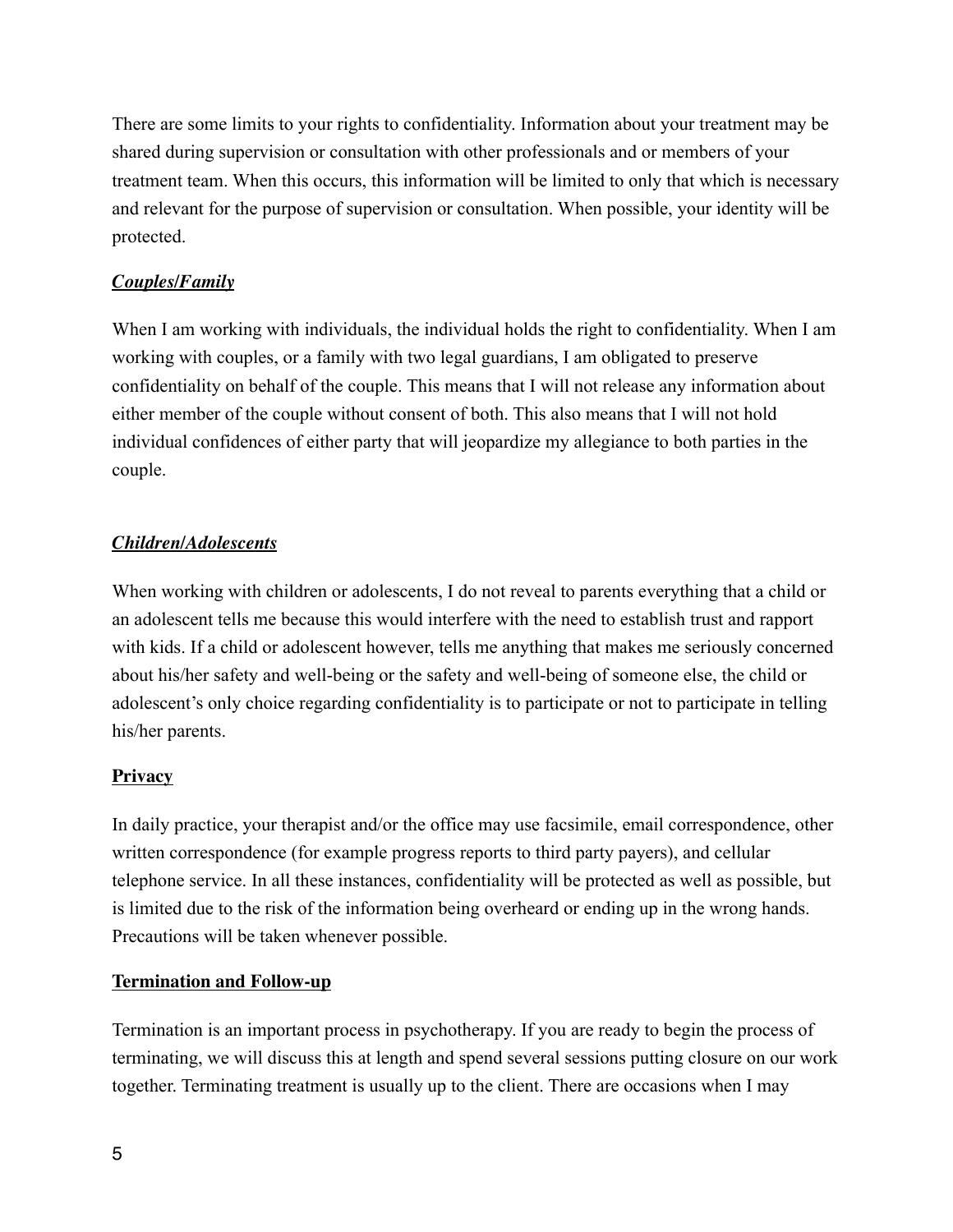There are some limits to your rights to confidentiality. Information about your treatment may be shared during supervision or consultation with other professionals and or members of your treatment team. When this occurs, this information will be limited to only that which is necessary and relevant for the purpose of supervision or consultation. When possible, your identity will be protected.

***Couples/Family***

When I am working with individuals, the individual holds the right to confidentiality. When I am working with couples, or a family with two legal guardians, I am obligated to preserve confidentiality on behalf of the couple. This means that I will not release any information about either member of the couple without consent of both. This also means that I will not hold individual confidences of either party that will jeopardize my allegiance to both parties in the couple.

***Children/Adolescents***

When working with children or adolescents, I do not reveal to parents everything that a child or an adolescent tells me because this would interfere with the need to establish trust and rapport with kids. If a child or adolescent however, tells me anything that makes me seriously concerned about his/her safety and well-being or the safety and well-being of someone else, the child or adolescent's only choice regarding confidentiality is to participate or not to participate in telling his/her parents.

**Privacy**

In daily practice, your therapist and/or the office may use facsimile, email correspondence, other written correspondence (for example progress reports to third party payers), and cellular telephone service. In all these instances, confidentiality will be protected as well as possible, but is limited due to the risk of the information being overheard or ending up in the wrong hands. Precautions will be taken whenever possible.

**Termination and Follow-up**

Termination is an important process in psychotherapy. If you are ready to begin the process of terminating, we will discuss this at length and spend several sessions putting closure on our work together. Terminating treatment is usually up to the client. There are occasions when I may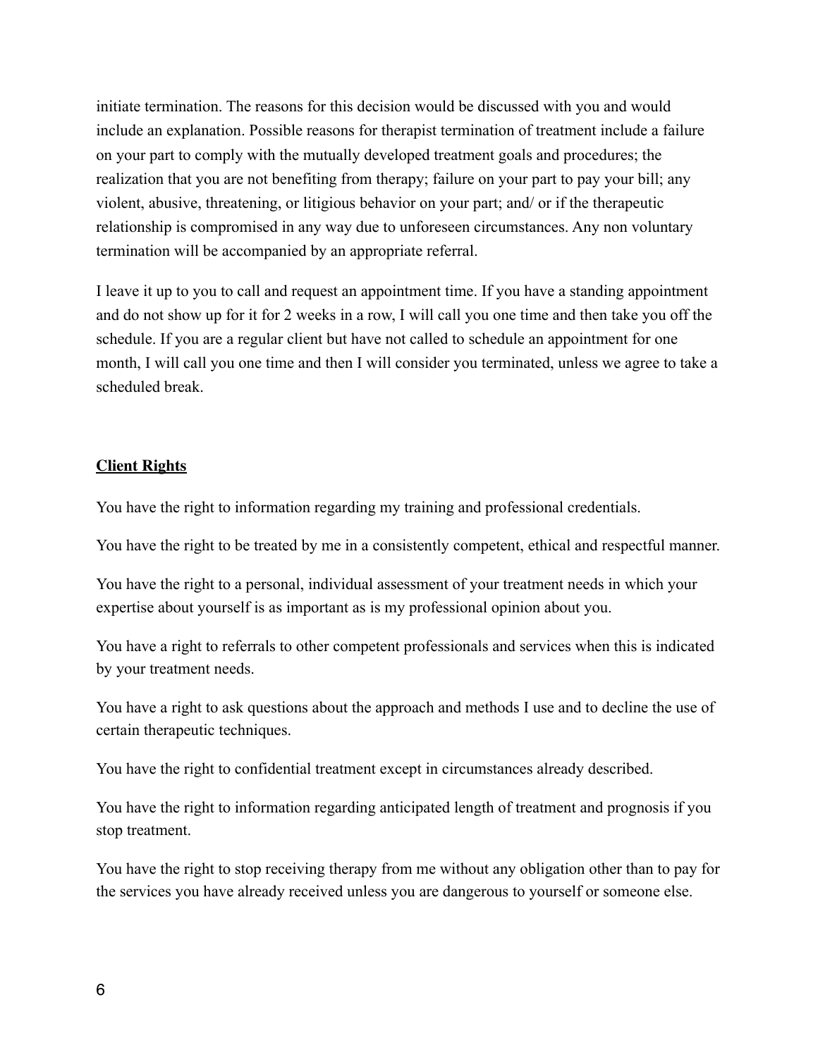initiate termination. The reasons for this decision would be discussed with you and would include an explanation. Possible reasons for therapist termination of treatment include a failure on your part to comply with the mutually developed treatment goals and procedures; the realization that you are not benefiting from therapy; failure on your part to pay your bill; any violent, abusive, threatening, or litigious behavior on your part; and/ or if the therapeutic relationship is compromised in any way due to unforeseen circumstances. Any non voluntary termination will be accompanied by an appropriate referral.

I leave it up to you to call and request an appointment time. If you have a standing appointment and do not show up for it for 2 weeks in a row, I will call you one time and then take you off the schedule. If you are a regular client but have not called to schedule an appointment for one month, I will call you one time and then I will consider you terminated, unless we agree to take a scheduled break.

**Client Rights**

You have the right to information regarding my training and professional credentials.

You have the right to be treated by me in a consistently competent, ethical and respectful manner.

You have the right to a personal, individual assessment of your treatment needs in which your expertise about yourself is as important as is my professional opinion about you.

You have a right to referrals to other competent professionals and services when this is indicated by your treatment needs.

You have a right to ask questions about the approach and methods I use and to decline the use of certain therapeutic techniques.

You have the right to confidential treatment except in circumstances already described.

You have the right to information regarding anticipated length of treatment and prognosis if you stop treatment.

You have the right to stop receiving therapy from me without any obligation other than to pay for the services you have already received unless you are dangerous to yourself or someone else.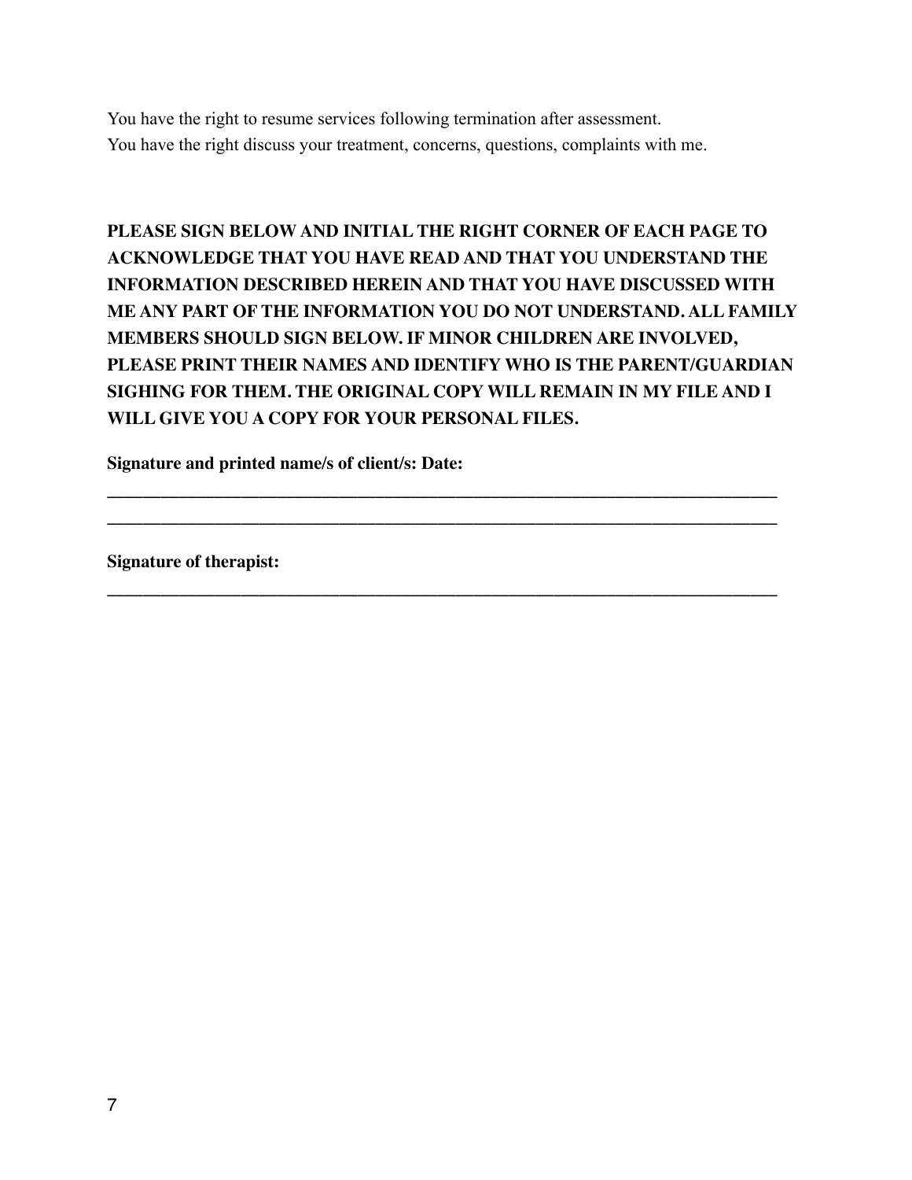You have the right to resume services following termination after assessment.
You have the right discuss your treatment, concerns, questions, complaints with me.

**PLEASE SIGN BELOW AND INITIAL THE RIGHT CORNER OF EACH PAGE TO ACKNOWLEDGE THAT YOU HAVE READ AND THAT YOU UNDERSTAND THE INFORMATION DESCRIBED HEREIN AND THAT YOU HAVE DISCUSSED WITH ME ANY PART OF THE INFORMATION YOU DO NOT UNDERSTAND. ALL FAMILY MEMBERS SHOULD SIGN BELOW. IF MINOR CHILDREN ARE INVOLVED, PLEASE PRINT THEIR NAMES AND IDENTIFY WHO IS THE PARENT/GUARDIAN SIGHING FOR THEM. THE ORIGINAL COPY WILL REMAIN IN MY FILE AND I WILL GIVE YOU A COPY FOR YOUR PERSONAL FILES.**

**Signature and printed name/s of client/s: Date:**

\_\_\_\_\_\_\_\_\_\_\_\_\_\_\_\_\_\_\_\_\_\_\_\_\_\_\_\_\_\_\_\_\_\_\_\_\_\_\_\_\_\_\_\_\_\_\_\_\_\_\_\_\_\_\_\_\_\_\_\_\_\_\_\_\_\_\_\_\_\_\_\_\_\_\_\_

\_\_\_\_\_\_\_\_\_\_\_\_\_\_\_\_\_\_\_\_\_\_\_\_\_\_\_\_\_\_\_\_\_\_\_\_\_\_\_\_\_\_\_\_\_\_\_\_\_\_\_\_\_\_\_\_\_\_\_\_\_\_\_\_\_\_\_\_\_\_\_\_\_\_\_\_

**Signature of therapist:**

\_\_\_\_\_\_\_\_\_\_\_\_\_\_\_\_\_\_\_\_\_\_\_\_\_\_\_\_\_\_\_\_\_\_\_\_\_\_\_\_\_\_\_\_\_\_\_\_\_\_\_\_\_\_\_\_\_\_\_\_\_\_\_\_\_\_\_\_\_\_\_\_\_\_\_\_